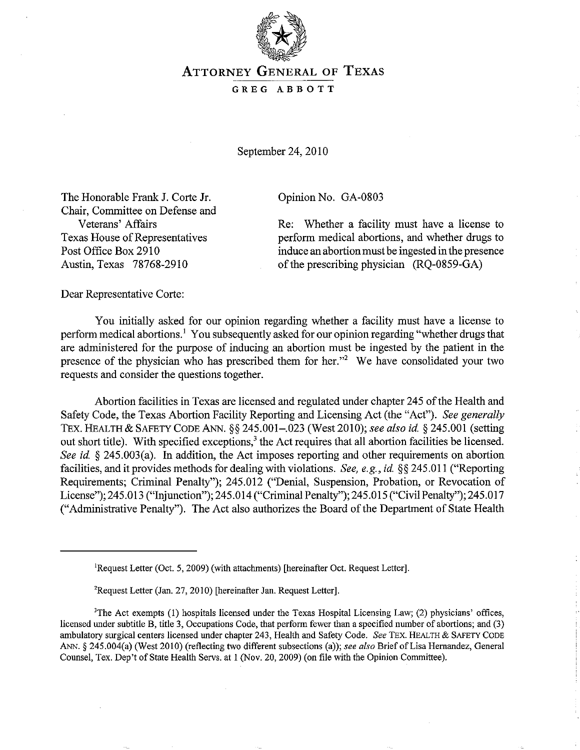# ATTORNEY GENERAL OF TEXAS

**GREG ABBOTT**

September 24, 2010

The Honorable Frank J. Corte Jr.
Chair, Committee on Defense and Veterans' Affairs
Texas House of Representatives
Post Office Box 2910
Austin, Texas 78768-2910

Opinion No. GA-0803

Re: Whether a facility must have a license to perform medical abortions, and whether drugs to induce an abortion must be ingested in the presence of the prescribing physician (RQ-0859-GA)

Dear Representative Corte:

You initially asked for our opinion regarding whether a facility must have a license to perform medical abortions.[1] You subsequently asked for our opinion regarding "whether drugs that are administered for the purpose of inducing an abortion must be ingested by the patient in the presence of the physician who has prescribed them for her."[2] We have consolidated your two requests and consider the questions together.

Abortion facilities in Texas are licensed and regulated under chapter 245 of the Health and Safety Code, the Texas Abortion Facility Reporting and Licensing Act (the "Act"). *See generally* TEX. HEALTH & SAFETY CODE ANN. §§ 245.001–.023 (West 2010); *see also id.* § 245.001 (setting out short title). With specified exceptions,[3] the Act requires that all abortion facilities be licensed. *See id.* § 245.003(a). In addition, the Act imposes reporting and other requirements on abortion facilities, and it provides methods for dealing with violations. *See, e.g., id.* §§ 245.011 ("Reporting Requirements; Criminal Penalty"); 245.012 ("Denial, Suspension, Probation, or Revocation of License"); 245.013 ("Injunction"); 245.014 ("Criminal Penalty"); 245.015 ("Civil Penalty"); 245.017 ("Administrative Penalty"). The Act also authorizes the Board of the Department of State Health

---

[1]Request Letter (Oct. 5, 2009) (with attachments) [hereinafter Oct. Request Letter].

[2]Request Letter (Jan. 27, 2010) [hereinafter Jan. Request Letter].

[3]The Act exempts (1) hospitals licensed under the Texas Hospital Licensing Law; (2) physicians' offices, licensed under subtitle B, title 3, Occupations Code, that perform fewer than a specified number of abortions; and (3) ambulatory surgical centers licensed under chapter 243, Health and Safety Code. *See* TEX. HEALTH & SAFETY CODE ANN. § 245.004(a) (West 2010) (reflecting two different subsections (a)); *see also* Brief of Lisa Hernandez, General Counsel, Tex. Dep't of State Health Servs. at 1 (Nov. 20, 2009) (on file with the Opinion Committee).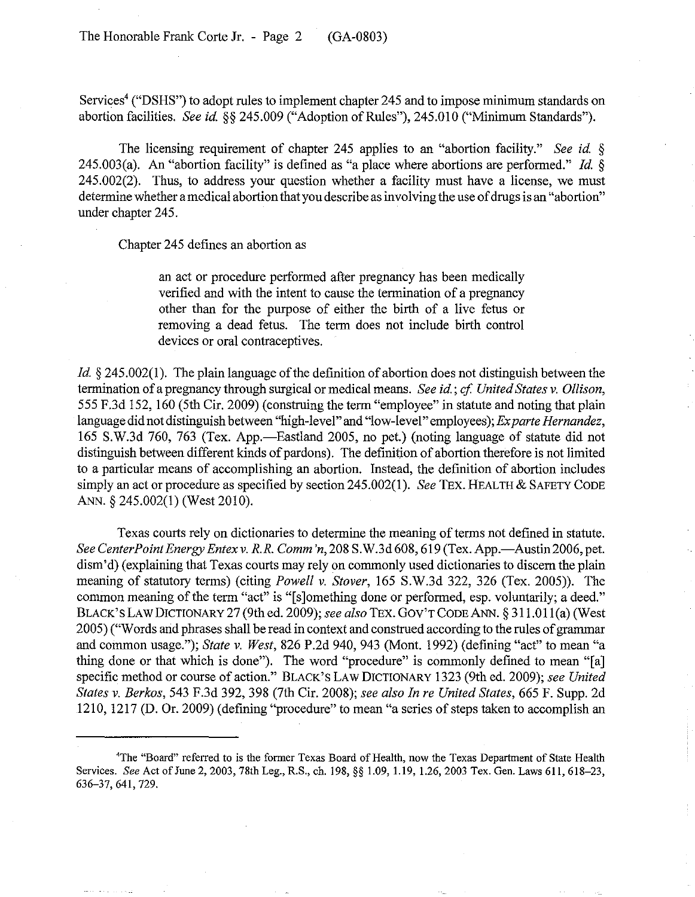Services[4] ("DSHS") to adopt rules to implement chapter 245 and to impose minimum standards on abortion facilities. *See id.* §§ 245.009 ("Adoption of Rules"), 245.010 ("Minimum Standards").

The licensing requirement of chapter 245 applies to an "abortion facility." *See id.* § 245.003(a). An "abortion facility" is defined as "a place where abortions are performed." *Id.* § 245.002(2). Thus, to address your question whether a facility must have a license, we must determine whether a medical abortion that you describe as involving the use of drugs is an "abortion" under chapter 245.

Chapter 245 defines an abortion as

> an act or procedure performed after pregnancy has been medically verified and with the intent to cause the termination of a pregnancy other than for the purpose of either the birth of a live fetus or removing a dead fetus. The term does not include birth control devices or oral contraceptives.

*Id.* § 245.002(1). The plain language of the definition of abortion does not distinguish between the termination of a pregnancy through surgical or medical means. *See id.*; *cf. United States v. Ollison*, 555 F.3d 152, 160 (5th Cir. 2009) (construing the term "employee" in statute and noting that plain language did not distinguish between "high-level" and "low-level" employees); *Ex parte Hernandez*, 165 S.W.3d 760, 763 (Tex. App.—Eastland 2005, no pet.) (noting language of statute did not distinguish between different kinds of pardons). The definition of abortion therefore is not limited to a particular means of accomplishing an abortion. Instead, the definition of abortion includes simply an act or procedure as specified by section 245.002(1). *See* TEX. HEALTH & SAFETY CODE ANN. § 245.002(1) (West 2010).

Texas courts rely on dictionaries to determine the meaning of terms not defined in statute. *See CenterPoint Energy Entex v. R.R. Comm'n*, 208 S.W.3d 608, 619 (Tex. App.—Austin 2006, pet. dism'd) (explaining that Texas courts may rely on commonly used dictionaries to discern the plain meaning of statutory terms) (citing *Powell v. Stover*, 165 S.W.3d 322, 326 (Tex. 2005)). The common meaning of the term "act" is "[s]omething done or performed, esp. voluntarily; a deed." BLACK'S LAW DICTIONARY 27 (9th ed. 2009); *see also* TEX. GOV'T CODE ANN. § 311.011(a) (West 2005) ("Words and phrases shall be read in context and construed according to the rules of grammar and common usage."); *State v. West*, 826 P.2d 940, 943 (Mont. 1992) (defining "act" to mean "a thing done or that which is done"). The word "procedure" is commonly defined to mean "[a] specific method or course of action." BLACK'S LAW DICTIONARY 1323 (9th ed. 2009); *see United States v. Berkos*, 543 F.3d 392, 398 (7th Cir. 2008); *see also In re United States*, 665 F. Supp. 2d 1210, 1217 (D. Or. 2009) (defining "procedure" to mean "a series of steps taken to accomplish an

---

[4]The "Board" referred to is the former Texas Board of Health, now the Texas Department of State Health Services. *See* Act of June 2, 2003, 78th Leg., R.S., ch. 198, §§ 1.09, 1.19, 1.26, 2003 Tex. Gen. Laws 611, 618–23, 636–37, 641, 729.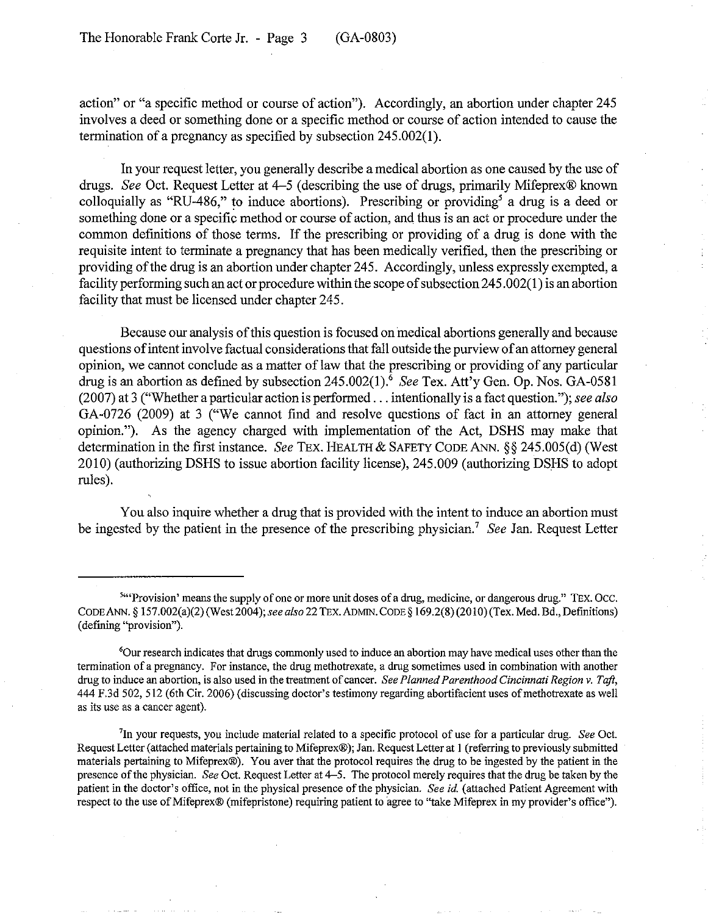action" or "a specific method or course of action"). Accordingly, an abortion under chapter 245 involves a deed or something done or a specific method or course of action intended to cause the termination of a pregnancy as specified by subsection 245.002(1).

In your request letter, you generally describe a medical abortion as one caused by the use of drugs. *See* Oct. Request Letter at 4–5 (describing the use of drugs, primarily Mifeprex® known colloquially as "RU-486," to induce abortions). Prescribing or providing[5] a drug is a deed or something done or a specific method or course of action, and thus is an act or procedure under the common definitions of those terms. If the prescribing or providing of a drug is done with the requisite intent to terminate a pregnancy that has been medically verified, then the prescribing or providing of the drug is an abortion under chapter 245. Accordingly, unless expressly exempted, a facility performing such an act or procedure within the scope of subsection 245.002(1) is an abortion facility that must be licensed under chapter 245.

Because our analysis of this question is focused on medical abortions generally and because questions of intent involve factual considerations that fall outside the purview of an attorney general opinion, we cannot conclude as a matter of law that the prescribing or providing of any particular drug is an abortion as defined by subsection 245.002(1).[6] *See* Tex. Att'y Gen. Op. Nos. GA-0581 (2007) at 3 ("Whether a particular action is performed . . . intentionally is a fact question."); *see also* GA-0726 (2009) at 3 ("We cannot find and resolve questions of fact in an attorney general opinion."). As the agency charged with implementation of the Act, DSHS may make that determination in the first instance. *See* TEX. HEALTH & SAFETY CODE ANN. §§ 245.005(d) (West 2010) (authorizing DSHS to issue abortion facility license), 245.009 (authorizing DSHS to adopt rules).

You also inquire whether a drug that is provided with the intent to induce an abortion must be ingested by the patient in the presence of the prescribing physician.[7] *See* Jan. Request Letter

---

[5]"'Provision' means the supply of one or more unit doses of a drug, medicine, or dangerous drug." TEX. OCC. CODE ANN. § 157.002(a)(2) (West 2004); *see also* 22 TEX. ADMIN. CODE § 169.2(8) (2010) (Tex. Med. Bd., Definitions) (defining "provision").

[6]Our research indicates that drugs commonly used to induce an abortion may have medical uses other than the termination of a pregnancy. For instance, the drug methotrexate, a drug sometimes used in combination with another drug to induce an abortion, is also used in the treatment of cancer. *See Planned Parenthood Cincinnati Region v. Taft*, 444 F.3d 502, 512 (6th Cir. 2006) (discussing doctor's testimony regarding abortifacient uses of methotrexate as well as its use as a cancer agent).

[7]In your requests, you include material related to a specific protocol of use for a particular drug. *See* Oct. Request Letter (attached materials pertaining to Mifeprex®); Jan. Request Letter at 1 (referring to previously submitted materials pertaining to Mifeprex®). You aver that the protocol requires the drug to be ingested by the patient in the presence of the physician. *See* Oct. Request Letter at 4–5. The protocol merely requires that the drug be taken by the patient in the doctor's office, not in the physical presence of the physician. *See id.* (attached Patient Agreement with respect to the use of Mifeprex® (mifepristone) requiring patient to agree to "take Mifeprex in my provider's office").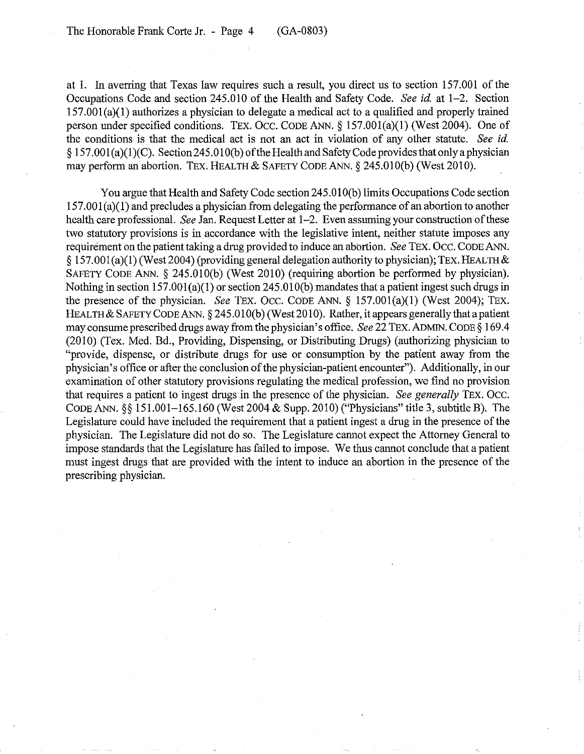at 1. In averring that Texas law requires such a result, you direct us to section 157.001 of the Occupations Code and section 245.010 of the Health and Safety Code. *See id.* at 1–2. Section 157.001(a)(1) authorizes a physician to delegate a medical act to a qualified and properly trained person under specified conditions. TEX. OCC. CODE ANN. § 157.001(a)(1) (West 2004). One of the conditions is that the medical act is not an act in violation of any other statute. *See id.* § 157.001(a)(1)(C). Section 245.010(b) of the Health and Safety Code provides that only a physician may perform an abortion. TEX. HEALTH & SAFETY CODE ANN. § 245.010(b) (West 2010).

You argue that Health and Safety Code section 245.010(b) limits Occupations Code section 157.001(a)(1) and precludes a physician from delegating the performance of an abortion to another health care professional. *See* Jan. Request Letter at 1–2. Even assuming your construction of these two statutory provisions is in accordance with the legislative intent, neither statute imposes any requirement on the patient taking a drug provided to induce an abortion. *See* TEX. OCC. CODE ANN. § 157.001(a)(1) (West 2004) (providing general delegation authority to physician); TEX. HEALTH & SAFETY CODE ANN. § 245.010(b) (West 2010) (requiring abortion be performed by physician). Nothing in section 157.001(a)(1) or section 245.010(b) mandates that a patient ingest such drugs in the presence of the physician. *See* TEX. OCC. CODE ANN. § 157.001(a)(1) (West 2004); TEX. HEALTH & SAFETY CODE ANN. § 245.010(b) (West 2010). Rather, it appears generally that a patient may consume prescribed drugs away from the physician's office. *See* 22 TEX. ADMIN. CODE § 169.4 (2010) (Tex. Med. Bd., Providing, Dispensing, or Distributing Drugs) (authorizing physician to "provide, dispense, or distribute drugs for use or consumption by the patient away from the physician's office or after the conclusion of the physician-patient encounter"). Additionally, in our examination of other statutory provisions regulating the medical profession, we find no provision that requires a patient to ingest drugs in the presence of the physician. *See generally* TEX. OCC. CODE ANN. §§ 151.001–165.160 (West 2004 & Supp. 2010) ("Physicians" title 3, subtitle B). The Legislature could have included the requirement that a patient ingest a drug in the presence of the physician. The Legislature did not do so. The Legislature cannot expect the Attorney General to impose standards that the Legislature has failed to impose. We thus cannot conclude that a patient must ingest drugs that are provided with the intent to induce an abortion in the presence of the prescribing physician.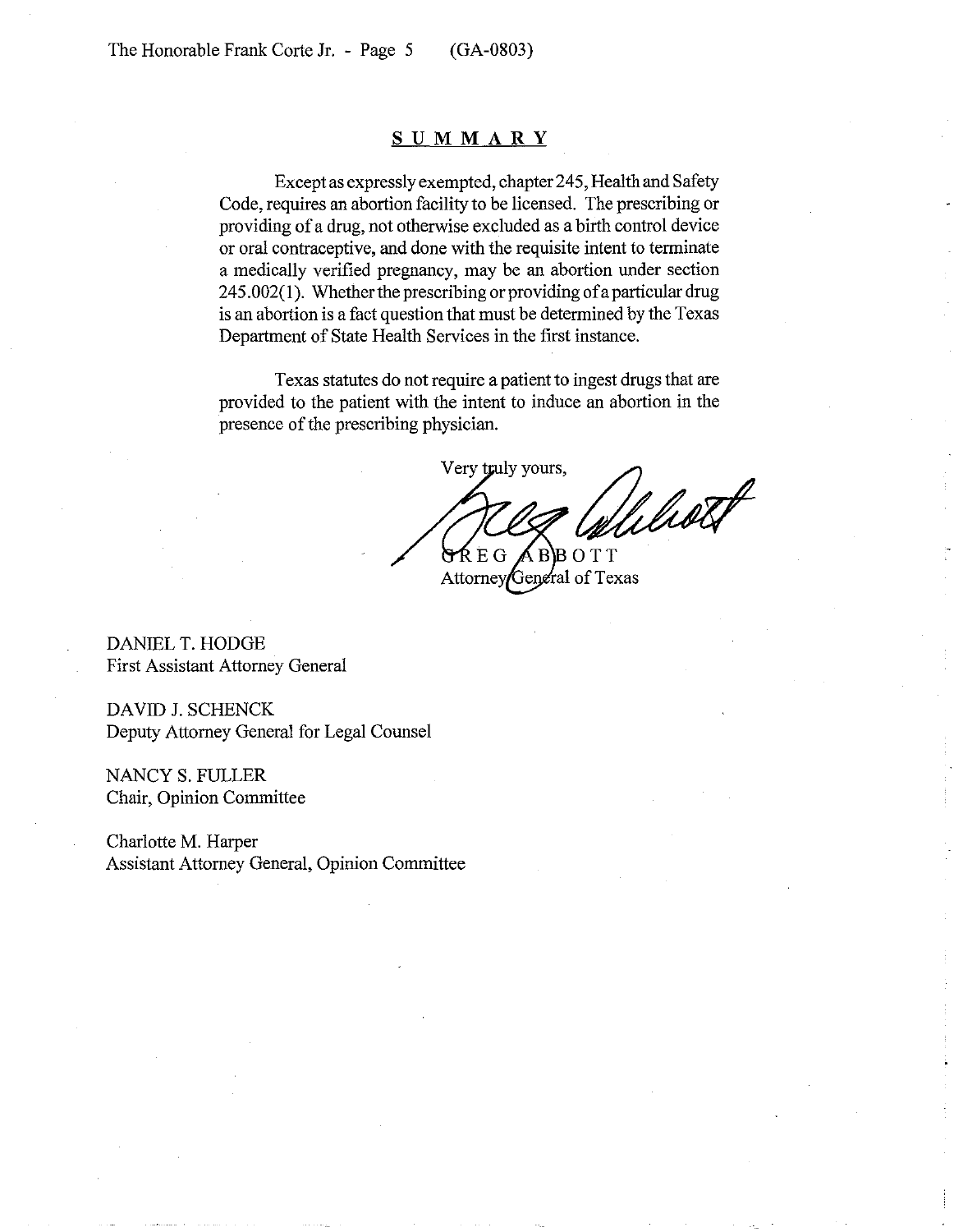## SUMMARY

Except as expressly exempted, chapter 245, Health and Safety Code, requires an abortion facility to be licensed. The prescribing or providing of a drug, not otherwise excluded as a birth control device or oral contraceptive, and done with the requisite intent to terminate a medically verified pregnancy, may be an abortion under section 245.002(1). Whether the prescribing or providing of a particular drug is an abortion is a fact question that must be determined by the Texas Department of State Health Services in the first instance.

Texas statutes do not require a patient to ingest drugs that are provided to the patient with the intent to induce an abortion in the presence of the prescribing physician.

Very truly yours,

GREG ABBOTT
Attorney General of Texas

DANIEL T. HODGE
First Assistant Attorney General

DAVID J. SCHENCK
Deputy Attorney General for Legal Counsel

NANCY S. FULLER
Chair, Opinion Committee

Charlotte M. Harper
Assistant Attorney General, Opinion Committee